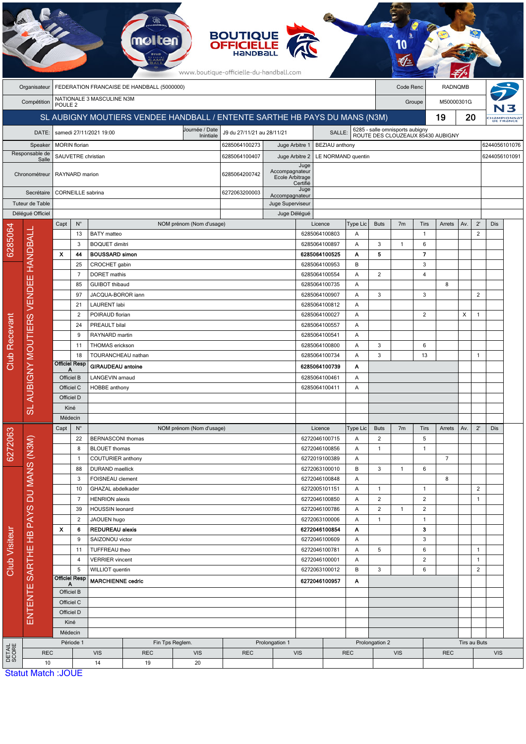BOUTIQUE OFFICIELLE HANDBALL

www.boutique-officielle-du-handball.com

| Organisateur | FEDERATION FRANCAISE DE HANDBALL (5000000) | Code Renc | RADNQMB |
|---|---|---|---|
| Compétition | NATIONALE 3 MASCULINE N3M POULE 2 | Groupe | M50000301G |

## SL AUBIGNY MOUTIERS VENDEE HANDBALL / ENTENTE SARTHE HB PAYS DU MANS (N3M) — 19 / 20

| DATE: | samedi 27/11/2021 19:00 | Journée / Date Initiale | J9 du 27/11/21 au 28/11/21 | SALLE: | 6285 - salle omnisports aubigny ROUTE DES CLOUZEAUX 85430 AUBIGNY |
|---|---|---|---|---|---|

| Rôle | Nom | Licence | Rôle | Nom | Licence |
|---|---|---|---|---|---|
| Speaker | MORIN florian | 6285064100273 | Juge Arbitre 1 | BEZIAU anthony | 6244056101076 |
| Responsable de Salle | SAUVETRE christian | 6285064100407 | Juge Arbitre 2 | LE NORMAND quentin | 6244056101091 |
| Chronométreur | RAYNARD marion | 6285064200742 | Juge Accompagnateur Ecole Arbitrage Certifié | | |
| Secrétaire | CORNEILLE sabrina | 6272063200003 | Juge Accompagnateur | | |
| Tuteur de Table | | | Juge Superviseur | | |
| Délégué Officiel | | | Juge Délégué | | |

### Club Recevant — 6285064 — SL AUBIGNY MOUTIERS VENDEE HANDBALL

| Capt | N° | NOM prénom (Nom d'usage) | Licence | Type Lic | Buts | 7m | Tirs | Arrets | Av. | 2' | Dis |
|---|---|---|---|---|---|---|---|---|---|---|---|
| | 13 | BATY matteo | 6285064100803 | A | | | 1 | | | 2 | |
| | 3 | BOQUET dimitri | 6285064100897 | A | 3 | 1 | 6 | | | | |
| X | 44 | **BOUSSARD simon** | **6285064100525** | **A** | **5** | | **7** | | | | |
| | 25 | CROCHET gabin | 6285064100953 | B | | | 3 | | | | |
| | 7 | DORET mathis | 6285064100554 | A | 2 | | 4 | | | | |
| | 85 | GUIBOT thibaud | 6285064100735 | A | | | | 8 | | | |
| | 97 | JACQUA-BOROR iann | 6285064100907 | A | 3 | | 3 | | | 2 | |
| | 21 | LAURENT labi | 6285064100812 | A | | | | | | | |
| | 2 | POIRAUD florian | 6285064100027 | A | | | 2 | | X | 1 | |
| | 24 | PREAULT bilal | 6285064100557 | A | | | | | | | |
| | 9 | RAYNARD martin | 6285064100541 | A | | | | | | | |
| | 11 | THOMAS erickson | 6285064100800 | A | 3 | | 6 | | | | |
| | 18 | TOURANCHEAU nathan | 6285064100734 | A | 3 | | 13 | | | 1 | |
| Officiel Resp A | | **GIRAUDEAU antoine** | **6285064100739** | **A** | | | | | | | |
| Officiel B | | LANGEVIN arnaud | 6285064100461 | A | | | | | | | |
| Officiel C | | HOBBE anthony | 6285064100411 | A | | | | | | | |
| Officiel D | | | | | | | | | | | |
| Kiné | | | | | | | | | | | |
| Médecin | | | | | | | | | | | |

### Club Visiteur — 6272063 — ENTENTE SARTHE HB PAYS DU MANS (N3M)

| Capt | N° | NOM prénom (Nom d'usage) | Licence | Type Lic | Buts | 7m | Tirs | Arrets | Av. | 2' | Dis |
|---|---|---|---|---|---|---|---|---|---|---|---|
| | 22 | BERNASCONI thomas | 6272046100715 | A | 2 | | 5 | | | | |
| | 8 | BLOUET thomas | 6272046100856 | A | 1 | | 1 | | | | |
| | 1 | COUTURIER anthony | 6272019100389 | A | | | | 7 | | | |
| | 88 | DURAND maellick | 6272063100010 | B | 3 | 1 | 6 | | | | |
| | 3 | FOISNEAU clement | 6272046100848 | A | | | | 8 | | | |
| | 10 | GHAZAL abdelkader | 6272005101151 | A | 1 | | 1 | | | 2 | |
| | 7 | HENRION alexis | 6272046100850 | A | 2 | | 2 | | | 1 | |
| | 39 | HOUSSIN leonard | 6272046100786 | A | 2 | 1 | 2 | | | | |
| | 2 | JAOUEN hugo | 6272063100006 | A | 1 | | 1 | | | | |
| X | 6 | **REDUREAU alexis** | **6272046100854** | **A** | | | **3** | | | | |
| | 9 | SAIZONOU victor | 6272046100609 | A | | | 3 | | | | |
| | 11 | TUFFREAU theo | 6272046100781 | A | 5 | | 6 | | | 1 | |
| | 4 | VERRIER vincent | 6272046100001 | A | | | 2 | | | 1 | |
| | 5 | WILLIOT quentin | 6272063100012 | B | 3 | | 6 | | | 2 | |
| Officiel Resp A | | **MARCHIENNE cedric** | **6272046100957** | **A** | | | | | | | |
| Officiel B | | | | | | | | | | | |
| Officiel C | | | | | | | | | | | |
| Officiel D | | | | | | | | | | | |
| Kiné | | | | | | | | | | | |
| Médecin | | | | | | | | | | | |

### DETAIL SCORE

| Période 1 | | Fin Tps Reglem. | | Prolongation 1 | | Prolongation 2 | | Tirs au Buts | |
|---|---|---|---|---|---|---|---|---|---|
| REC | VIS | REC | VIS | REC | VIS | REC | VIS | REC | VIS |
| 10 | 14 | 19 | 20 | | | | | | |

Statut Match :JOUE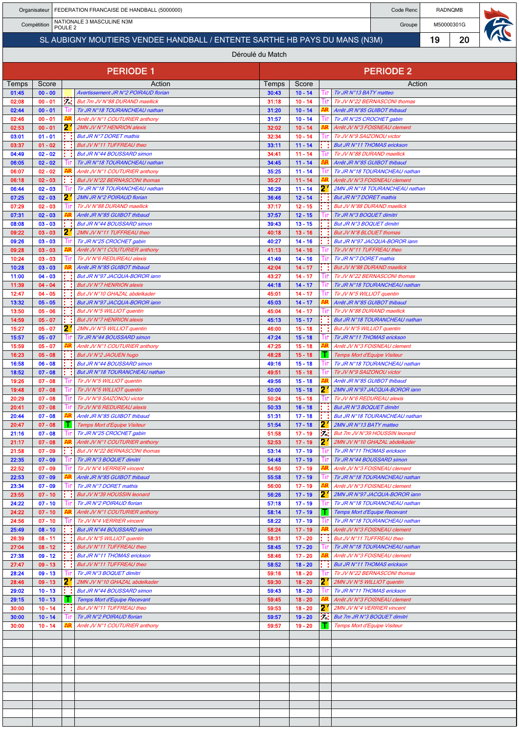| Organisateur | FEDERATION FRANCAISE DE HANDBALL (5000000) | Code Renc | RADNQMB |
| --- | --- | --- | --- |
| Compétition | NATIONALE 3 MASCULINE N3M POULE 2 | Groupe | M50000301G |

## SL AUBIGNY MOUTIERS VENDEE HANDBALL / ENTENTE SARTHE HB PAYS DU MANS (N3M) — 19 | 20

Déroulé du Match

| PERIODE 1 | | | | PERIODE 2 | | | |
| --- | --- | --- | --- | --- | --- | --- | --- |
| Temps | Score | | Action | Temps | Score | | Action |
| 01:45 | 00 - 00 | | Avertissement JR N°2 POIRAUD florian | 30:43 | 10 - 14 | Tir | Tir JR N°13 BATY matteo |
| 02:08 | 00 - 01 | 7m | But 7m JV N°88 DURAND maellick | 31:18 | 10 - 14 | Tir | Tir JV N°22 BERNASCONI thomas |
| 02:44 | 00 - 01 | Tir | Tir JR N°18 TOURANCHEAU nathan | 31:20 | 10 - 14 | AR | Arrêt JR N°85 GUIBOT thibaud |
| 02:46 | 00 - 01 | AR | Arrêt JV N°1 COUTURIER anthony | 31:57 | 10 - 14 | Tir | Tir JR N°25 CROCHET gabin |
| 02:53 | 00 - 01 | 2' | 2MN JV N°7 HENRION alexis | 32:02 | 10 - 14 | AR | Arrêt JV N°3 FOISNEAU clement |
| 03:01 | 01 - 01 | But | But JR N°7 DORET mathis | 32:34 | 10 - 14 | Tir | Tir JV N°9 SAIZONOU victor |
| 03:37 | 01 - 02 | But | But JV N°11 TUFFREAU theo | 33:11 | 11 - 14 | But | But JR N°11 THOMAS erickson |
| 04:49 | 02 - 02 | But | But JR N°44 BOUSSARD simon | 34:41 | 11 - 14 | Tir | Tir JV N°88 DURAND maellick |
| 06:05 | 02 - 02 | Tir | Tir JR N°18 TOURANCHEAU nathan | 34:45 | 11 - 14 | AR | Arrêt JR N°85 GUIBOT thibaud |
| 06:07 | 02 - 02 | AR | Arrêt JV N°1 COUTURIER anthony | 35:25 | 11 - 14 | Tir | Tir JR N°18 TOURANCHEAU nathan |
| 06:18 | 02 - 03 | But | But JV N°22 BERNASCONI thomas | 35:27 | 11 - 14 | AR | Arrêt JV N°3 FOISNEAU clement |
| 06:44 | 02 - 03 | Tir | Tir JR N°18 TOURANCHEAU nathan | 36:29 | 11 - 14 | 2' | 2MN JR N°18 TOURANCHEAU nathan |
| 07:25 | 02 - 03 | 2' | 2MN JR N°2 POIRAUD florian | 36:46 | 12 - 14 | But | But JR N°7 DORET mathis |
| 07:29 | 02 - 03 | Tir | Tir JV N°88 DURAND maellick | 37:17 | 12 - 15 | But | But JV N°88 DURAND maellick |
| 07:31 | 02 - 03 | AR | Arrêt JR N°85 GUIBOT thibaud | 37:57 | 12 - 15 | Tir | Tir JR N°3 BOQUET dimitri |
| 08:08 | 03 - 03 | But | But JR N°44 BOUSSARD simon | 39:43 | 13 - 15 | But | But JR N°3 BOQUET dimitri |
| 09:22 | 03 - 03 | 2' | 2MN JV N°11 TUFFREAU theo | 40:18 | 13 - 16 | But | But JV N°8 BLOUET thomas |
| 09:26 | 03 - 03 | Tir | Tir JR N°25 CROCHET gabin | 40:27 | 14 - 16 | But | But JR N°97 JACQUA-BOROR iann |
| 09:28 | 03 - 03 | AR | Arrêt JV N°1 COUTURIER anthony | 41:13 | 14 - 16 | Tir | Tir JV N°11 TUFFREAU theo |
| 10:24 | 03 - 03 | Tir | Tir JV N°6 REDUREAU alexis | 41:49 | 14 - 16 | Tir | Tir JR N°7 DORET mathis |
| 10:28 | 03 - 03 | AR | Arrêt JR N°85 GUIBOT thibaud | 42:04 | 14 - 17 | But | But JV N°88 DURAND maellick |
| 11:00 | 04 - 03 | But | But JR N°97 JACQUA-BOROR iann | 43:27 | 14 - 17 | Tir | Tir JV N°22 BERNASCONI thomas |
| 11:39 | 04 - 04 | But | But JV N°7 HENRION alexis | 44:18 | 14 - 17 | Tir | Tir JR N°18 TOURANCHEAU nathan |
| 12:47 | 04 - 05 | But | But JV N°10 GHAZAL abdelkader | 45:01 | 14 - 17 | Tir | Tir JV N°5 WILLIOT quentin |
| 13:32 | 05 - 05 | But | But JR N°97 JACQUA-BOROR iann | 45:03 | 14 - 17 | AR | Arrêt JR N°85 GUIBOT thibaud |
| 13:50 | 05 - 06 | But | But JV N°5 WILLIOT quentin | 45:04 | 14 - 17 | Tir | Tir JV N°88 DURAND maellick |
| 14:59 | 05 - 07 | But | But JV N°7 HENRION alexis | 45:13 | 15 - 17 | But | But JR N°18 TOURANCHEAU nathan |
| 15:27 | 05 - 07 | 2' | 2MN JV N°5 WILLIOT quentin | 46:00 | 15 - 18 | But | But JV N°5 WILLIOT quentin |
| 15:57 | 05 - 07 | Tir | Tir JR N°44 BOUSSARD simon | 47:24 | 15 - 18 | Tir | Tir JR N°11 THOMAS erickson |
| 15:59 | 05 - 07 | AR | Arrêt JV N°1 COUTURIER anthony | 47:25 | 15 - 18 | AR | Arrêt JV N°3 FOISNEAU clement |
| 16:23 | 05 - 08 | But | But JV N°2 JAOUEN hugo | 48:28 | 15 - 18 | T | Temps Mort d'Equipe Visiteur |
| 16:58 | 06 - 08 | But | But JR N°44 BOUSSARD simon | 49:16 | 15 - 18 | Tir | Tir JR N°18 TOURANCHEAU nathan |
| 18:52 | 07 - 08 | But | But JR N°18 TOURANCHEAU nathan | 49:51 | 15 - 18 | Tir | Tir JV N°9 SAIZONOU victor |
| 19:26 | 07 - 08 | Tir | Tir JV N°5 WILLIOT quentin | 49:56 | 15 - 18 | AR | Arrêt JR N°85 GUIBOT thibaud |
| 19:48 | 07 - 08 | Tir | Tir JV N°5 WILLIOT quentin | 50:00 | 15 - 18 | 2' | 2MN JR N°97 JACQUA-BOROR iann |
| 20:29 | 07 - 08 | Tir | Tir JV N°9 SAIZONOU victor | 50:24 | 15 - 18 | Tir | Tir JV N°6 REDUREAU alexis |
| 20:41 | 07 - 08 | Tir | Tir JV N°6 REDUREAU alexis | 50:33 | 16 - 18 | But | But JR N°3 BOQUET dimitri |
| 20:44 | 07 - 08 | AR | Arrêt JR N°85 GUIBOT thibaud | 51:31 | 17 - 18 | But | But JR N°18 TOURANCHEAU nathan |
| 20:47 | 07 - 08 | T | Temps Mort d'Equipe Visiteur | 51:54 | 17 - 18 | 2' | 2MN JR N°13 BATY matteo |
| 21:16 | 07 - 08 | Tir | Tir JR N°25 CROCHET gabin | 51:58 | 17 - 19 | 7m | But 7m JV N°39 HOUSSIN leonard |
| 21:17 | 07 - 08 | AR | Arrêt JV N°1 COUTURIER anthony | 52:53 | 17 - 19 | 2' | 2MN JV N°10 GHAZAL abdelkader |
| 21:58 | 07 - 09 | But | But JV N°22 BERNASCONI thomas | 53:14 | 17 - 19 | Tir | Tir JR N°11 THOMAS erickson |
| 22:35 | 07 - 09 | Tir | Tir JR N°3 BOQUET dimitri | 54:48 | 17 - 19 | Tir | Tir JR N°44 BOUSSARD simon |
| 22:52 | 07 - 09 | Tir | Tir JV N°4 VERRIER vincent | 54:50 | 17 - 19 | AR | Arrêt JV N°3 FOISNEAU clement |
| 22:53 | 07 - 09 | AR | Arrêt JR N°85 GUIBOT thibaud | 55:58 | 17 - 19 | Tir | Tir JR N°18 TOURANCHEAU nathan |
| 23:34 | 07 - 09 | Tir | Tir JR N°7 DORET mathis | 56:00 | 17 - 19 | AR | Arrêt JV N°3 FOISNEAU clement |
| 23:55 | 07 - 10 | But | But JV N°39 HOUSSIN leonard | 56:26 | 17 - 19 | 2' | 2MN JR N°97 JACQUA-BOROR iann |
| 24:22 | 07 - 10 | Tir | Tir JR N°2 POIRAUD florian | 57:18 | 17 - 19 | Tir | Tir JR N°18 TOURANCHEAU nathan |
| 24:22 | 07 - 10 | AR | Arrêt JV N°1 COUTURIER anthony | 58:14 | 17 - 19 | T | Temps Mort d'Equipe Recevant |
| 24:56 | 07 - 10 | Tir | Tir JV N°4 VERRIER vincent | 58:22 | 17 - 19 | Tir | Tir JR N°18 TOURANCHEAU nathan |
| 25:49 | 08 - 10 | But | But JR N°44 BOUSSARD simon | 58:24 | 17 - 19 | AR | Arrêt JV N°3 FOISNEAU clement |
| 26:39 | 08 - 11 | But | But JV N°5 WILLIOT quentin | 58:31 | 17 - 20 | But | But JV N°11 TUFFREAU theo |
| 27:04 | 08 - 12 | But | But JV N°11 TUFFREAU theo | 58:45 | 17 - 20 | Tir | Tir JR N°18 TOURANCHEAU nathan |
| 27:38 | 09 - 12 | But | But JR N°11 THOMAS erickson | 58:46 | 17 - 20 | AR | Arrêt JV N°3 FOISNEAU clement |
| 27:47 | 09 - 13 | But | But JV N°11 TUFFREAU theo | 58:52 | 18 - 20 | But | But JR N°11 THOMAS erickson |
| 28:24 | 09 - 13 | Tir | Tir JR N°3 BOQUET dimitri | 59:16 | 18 - 20 | Tir | Tir JV N°22 BERNASCONI thomas |
| 28:46 | 09 - 13 | 2' | 2MN JV N°10 GHAZAL abdelkader | 59:30 | 18 - 20 | 2' | 2MN JV N°5 WILLIOT quentin |
| 29:02 | 10 - 13 | But | But JR N°44 BOUSSARD simon | 59:43 | 18 - 20 | Tir | Tir JR N°11 THOMAS erickson |
| 29:15 | 10 - 13 | T | Temps Mort d'Equipe Recevant | 59:45 | 18 - 20 | AR | Arrêt JV N°3 FOISNEAU clement |
| 30:00 | 10 - 14 | But | But JV N°11 TUFFREAU theo | 59:53 | 18 - 20 | 2' | 2MN JV N°4 VERRIER vincent |
| 30:00 | 10 - 14 | Tir | Tir JR N°2 POIRAUD florian | 59:57 | 19 - 20 | 7m | But 7m JR N°3 BOQUET dimitri |
| 30:00 | 10 - 14 | AR | Arrêt JV N°1 COUTURIER anthony | 59:57 | 19 - 20 | T | Temps Mort d'Equipe Visiteur |